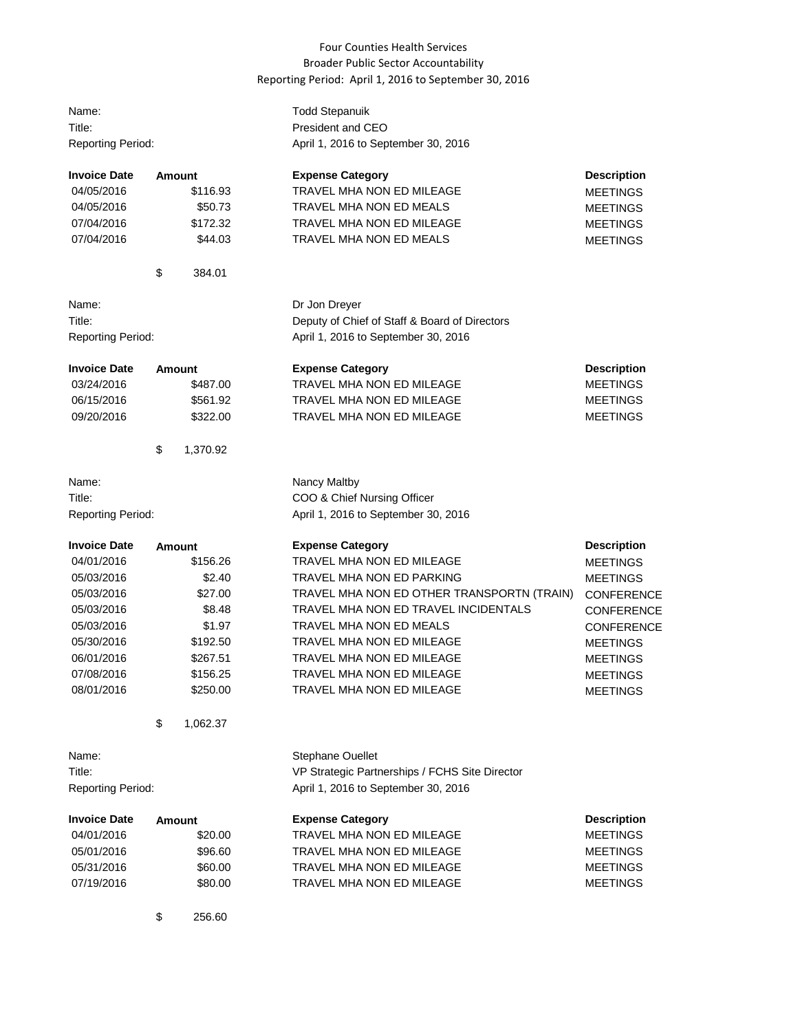# Four Counties Health Services
## Broader Public Sector Accountability
### Reporting Period: April 1, 2016 to September 30, 2016

Name: Todd Stepanuik
Title: President and CEO
Reporting Period: April 1, 2016 to September 30, 2016

| Invoice Date | Amount | Expense Category | Description |
|---|---|---|---|
| 04/05/2016 | $116.93 | TRAVEL MHA NON ED MILEAGE | MEETINGS |
| 04/05/2016 | $50.73 | TRAVEL MHA NON ED MEALS | MEETINGS |
| 07/04/2016 | $172.32 | TRAVEL MHA NON ED MILEAGE | MEETINGS |
| 07/04/2016 | $44.03 | TRAVEL MHA NON ED MEALS | MEETINGS |
| | $ 384.01 | | |

Name: Dr Jon Dreyer
Title: Deputy of Chief of Staff & Board of Directors
Reporting Period: April 1, 2016 to September 30, 2016

| Invoice Date | Amount | Expense Category | Description |
|---|---|---|---|
| 03/24/2016 | $487.00 | TRAVEL MHA NON ED MILEAGE | MEETINGS |
| 06/15/2016 | $561.92 | TRAVEL MHA NON ED MILEAGE | MEETINGS |
| 09/20/2016 | $322.00 | TRAVEL MHA NON ED MILEAGE | MEETINGS |
| | $ 1,370.92 | | |

Name: Nancy Maltby
Title: COO & Chief Nursing Officer
Reporting Period: April 1, 2016 to September 30, 2016

| Invoice Date | Amount | Expense Category | Description |
|---|---|---|---|
| 04/01/2016 | $156.26 | TRAVEL MHA NON ED MILEAGE | MEETINGS |
| 05/03/2016 | $2.40 | TRAVEL MHA NON ED PARKING | MEETINGS |
| 05/03/2016 | $27.00 | TRAVEL MHA NON ED OTHER TRANSPORTN (TRAIN) | CONFERENCE |
| 05/03/2016 | $8.48 | TRAVEL MHA NON ED TRAVEL INCIDENTALS | CONFERENCE |
| 05/03/2016 | $1.97 | TRAVEL MHA NON ED MEALS | CONFERENCE |
| 05/30/2016 | $192.50 | TRAVEL MHA NON ED MILEAGE | MEETINGS |
| 06/01/2016 | $267.51 | TRAVEL MHA NON ED MILEAGE | MEETINGS |
| 07/08/2016 | $156.25 | TRAVEL MHA NON ED MILEAGE | MEETINGS |
| 08/01/2016 | $250.00 | TRAVEL MHA NON ED MILEAGE | MEETINGS |
| | $ 1,062.37 | | |

Name: Stephane Ouellet
Title: VP Strategic Partnerships / FCHS Site Director
Reporting Period: April 1, 2016 to September 30, 2016

| Invoice Date | Amount | Expense Category | Description |
|---|---|---|---|
| 04/01/2016 | $20.00 | TRAVEL MHA NON ED MILEAGE | MEETINGS |
| 05/01/2016 | $96.60 | TRAVEL MHA NON ED MILEAGE | MEETINGS |
| 05/31/2016 | $60.00 | TRAVEL MHA NON ED MILEAGE | MEETINGS |
| 07/19/2016 | $80.00 | TRAVEL MHA NON ED MILEAGE | MEETINGS |
| | $ 256.60 | | |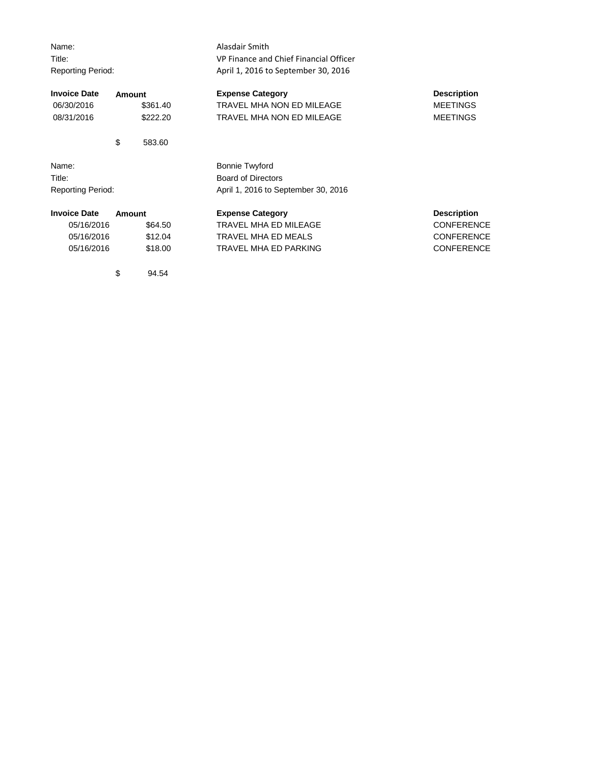Name: Alasdair Smith
Title: VP Finance and Chief Financial Officer
Reporting Period: April 1, 2016 to September 30, 2016

| Invoice Date | Amount | Expense Category | Description |
|---|---|---|---|
| 06/30/2016 | $361.40 | TRAVEL MHA NON ED MILEAGE | MEETINGS |
| 08/31/2016 | $222.20 | TRAVEL MHA NON ED MILEAGE | MEETINGS |
| | $ 583.60 | | |

Name: Bonnie Twyford
Title: Board of Directors
Reporting Period: April 1, 2016 to September 30, 2016

| Invoice Date | Amount | Expense Category | Description |
|---|---|---|---|
| 05/16/2016 | $64.50 | TRAVEL MHA ED MILEAGE | CONFERENCE |
| 05/16/2016 | $12.04 | TRAVEL MHA ED MEALS | CONFERENCE |
| 05/16/2016 | $18.00 | TRAVEL MHA ED PARKING | CONFERENCE |
| | $ 94.54 | | |